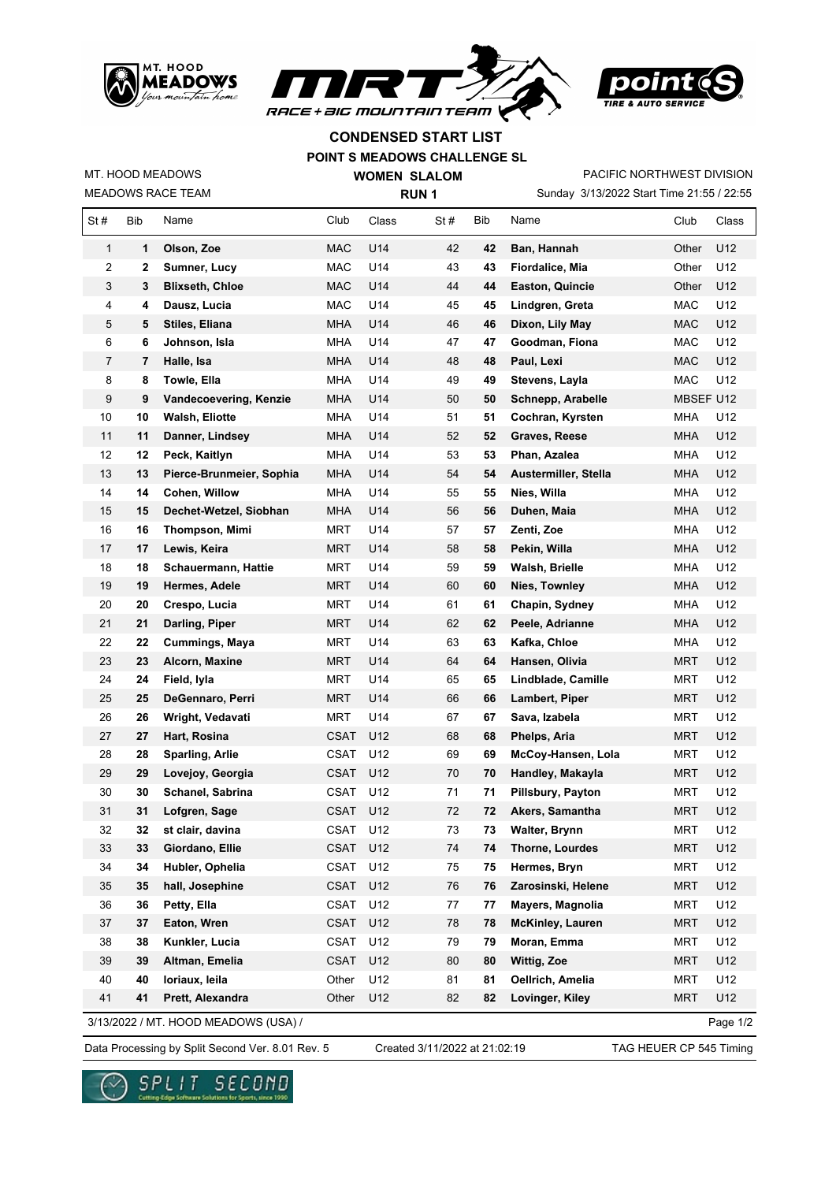# CONDENSED START LIST

## POINT S MEADOWS CHALLENGE SL

MT. HOOD MEADOWS
MEADOWS RACE TEAM

**WOMEN SLALOM**
**RUN 1**

PACIFIC NORTHWEST DIVISION
Sunday 3/13/2022 Start Time 21:55 / 22:55

| St # | Bib | Name | Club | Class | St # | Bib | Name | Club | Class |
|---|---|---|---|---|---|---|---|---|---|
| 1 | **1** | **Olson, Zoe** | MAC | U14 | 42 | **42** | **Ban, Hannah** | Other | U12 |
| 2 | **2** | **Sumner, Lucy** | MAC | U14 | 43 | **43** | **Fiordalice, Mia** | Other | U12 |
| 3 | **3** | **Blixseth, Chloe** | MAC | U14 | 44 | **44** | **Easton, Quincie** | Other | U12 |
| 4 | **4** | **Dausz, Lucia** | MAC | U14 | 45 | **45** | **Lindgren, Greta** | MAC | U12 |
| 5 | **5** | **Stiles, Eliana** | MHA | U14 | 46 | **46** | **Dixon, Lily May** | MAC | U12 |
| 6 | **6** | **Johnson, Isla** | MHA | U14 | 47 | **47** | **Goodman, Fiona** | MAC | U12 |
| 7 | **7** | **Halle, Isa** | MHA | U14 | 48 | **48** | **Paul, Lexi** | MAC | U12 |
| 8 | **8** | **Towle, Ella** | MHA | U14 | 49 | **49** | **Stevens, Layla** | MAC | U12 |
| 9 | **9** | **Vandecoevering, Kenzie** | MHA | U14 | 50 | **50** | **Schnepp, Arabelle** | MBSEF | U12 |
| 10 | **10** | **Walsh, Eliotte** | MHA | U14 | 51 | **51** | **Cochran, Kyrsten** | MHA | U12 |
| 11 | **11** | **Danner, Lindsey** | MHA | U14 | 52 | **52** | **Graves, Reese** | MHA | U12 |
| 12 | **12** | **Peck, Kaitlyn** | MHA | U14 | 53 | **53** | **Phan, Azalea** | MHA | U12 |
| 13 | **13** | **Pierce-Brunmeier, Sophia** | MHA | U14 | 54 | **54** | **Austermiller, Stella** | MHA | U12 |
| 14 | **14** | **Cohen, Willow** | MHA | U14 | 55 | **55** | **Nies, Willa** | MHA | U12 |
| 15 | **15** | **Dechet-Wetzel, Siobhan** | MHA | U14 | 56 | **56** | **Duhen, Maia** | MHA | U12 |
| 16 | **16** | **Thompson, Mimi** | MRT | U14 | 57 | **57** | **Zenti, Zoe** | MHA | U12 |
| 17 | **17** | **Lewis, Keira** | MRT | U14 | 58 | **58** | **Pekin, Willa** | MHA | U12 |
| 18 | **18** | **Schauermann, Hattie** | MRT | U14 | 59 | **59** | **Walsh, Brielle** | MHA | U12 |
| 19 | **19** | **Hermes, Adele** | MRT | U14 | 60 | **60** | **Nies, Townley** | MHA | U12 |
| 20 | **20** | **Crespo, Lucia** | MRT | U14 | 61 | **61** | **Chapin, Sydney** | MHA | U12 |
| 21 | **21** | **Darling, Piper** | MRT | U14 | 62 | **62** | **Peele, Adrianne** | MHA | U12 |
| 22 | **22** | **Cummings, Maya** | MRT | U14 | 63 | **63** | **Kafka, Chloe** | MHA | U12 |
| 23 | **23** | **Alcorn, Maxine** | MRT | U14 | 64 | **64** | **Hansen, Olivia** | MRT | U12 |
| 24 | **24** | **Field, Iyla** | MRT | U14 | 65 | **65** | **Lindblade, Camille** | MRT | U12 |
| 25 | **25** | **DeGennaro, Perri** | MRT | U14 | 66 | **66** | **Lambert, Piper** | MRT | U12 |
| 26 | **26** | **Wright, Vedavati** | MRT | U14 | 67 | **67** | **Sava, Izabela** | MRT | U12 |
| 27 | **27** | **Hart, Rosina** | CSAT | U12 | 68 | **68** | **Phelps, Aria** | MRT | U12 |
| 28 | **28** | **Sparling, Arlie** | CSAT | U12 | 69 | **69** | **McCoy-Hansen, Lola** | MRT | U12 |
| 29 | **29** | **Lovejoy, Georgia** | CSAT | U12 | 70 | **70** | **Handley, Makayla** | MRT | U12 |
| 30 | **30** | **Schanel, Sabrina** | CSAT | U12 | 71 | **71** | **Pillsbury, Payton** | MRT | U12 |
| 31 | **31** | **Lofgren, Sage** | CSAT | U12 | 72 | **72** | **Akers, Samantha** | MRT | U12 |
| 32 | **32** | **st clair, davina** | CSAT | U12 | 73 | **73** | **Walter, Brynn** | MRT | U12 |
| 33 | **33** | **Giordano, Ellie** | CSAT | U12 | 74 | **74** | **Thorne, Lourdes** | MRT | U12 |
| 34 | **34** | **Hubler, Ophelia** | CSAT | U12 | 75 | **75** | **Hermes, Bryn** | MRT | U12 |
| 35 | **35** | **hall, Josephine** | CSAT | U12 | 76 | **76** | **Zarosinski, Helene** | MRT | U12 |
| 36 | **36** | **Petty, Ella** | CSAT | U12 | 77 | **77** | **Mayers, Magnolia** | MRT | U12 |
| 37 | **37** | **Eaton, Wren** | CSAT | U12 | 78 | **78** | **McKinley, Lauren** | MRT | U12 |
| 38 | **38** | **Kunkler, Lucia** | CSAT | U12 | 79 | **79** | **Moran, Emma** | MRT | U12 |
| 39 | **39** | **Altman, Emelia** | CSAT | U12 | 80 | **80** | **Wittig, Zoe** | MRT | U12 |
| 40 | **40** | **Ioriaux, leila** | Other | U12 | 81 | **81** | **Oellrich, Amelia** | MRT | U12 |
| 41 | **41** | **Prett, Alexandra** | Other | U12 | 82 | **82** | **Lovinger, Kiley** | MRT | U12 |

3/13/2022 / MT. HOOD MEADOWS (USA) /

Data Processing by Split Second Ver. 8.01 Rev. 5 Created 3/11/2022 at 21:02:19 TAG HEUER CP 545 Timing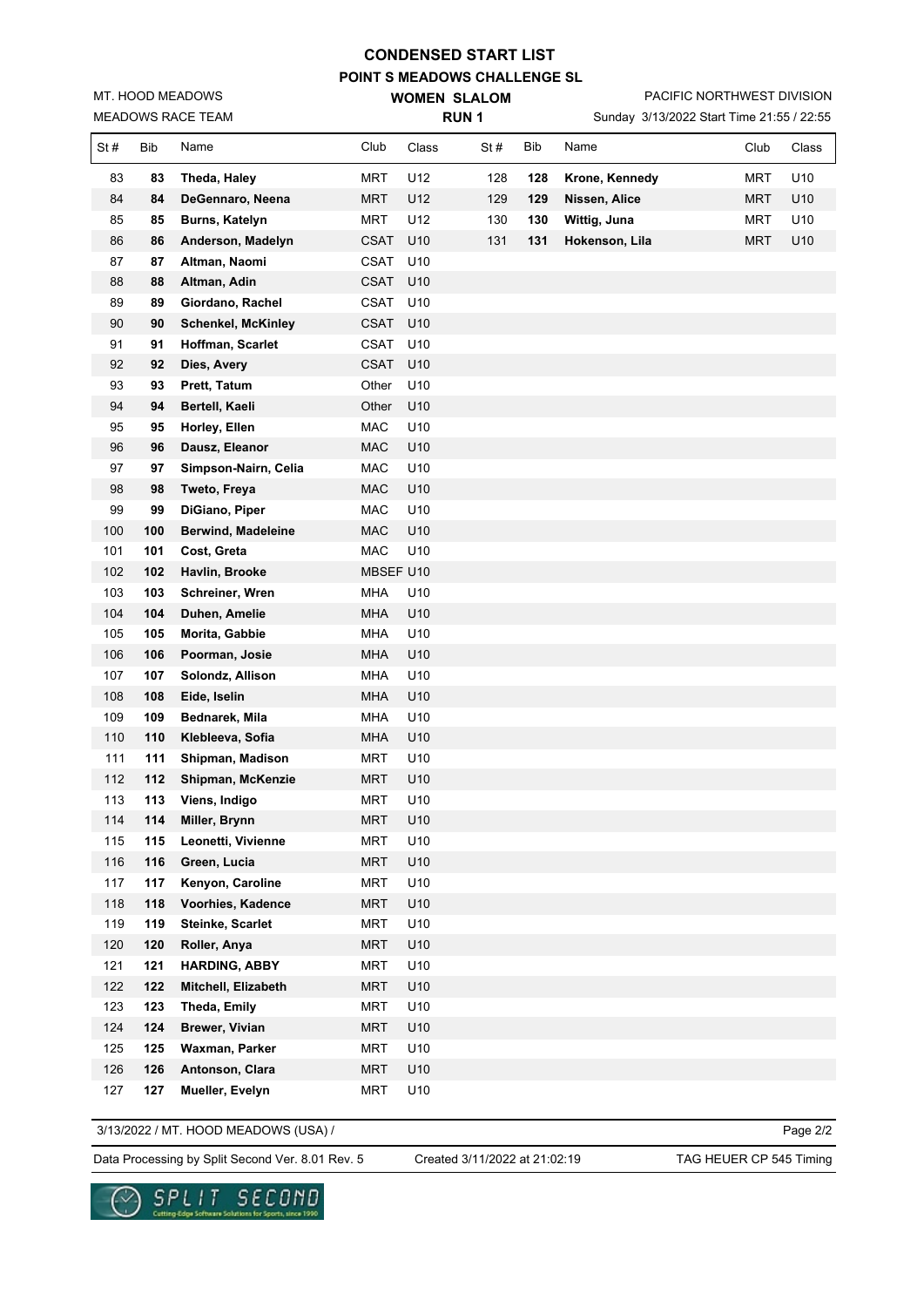# CONDENSED START LIST

## POINT S MEADOWS CHALLENGE SL

MT. HOOD MEADOWS

MEADOWS RACE TEAM

**WOMEN SLALOM**

**RUN 1**

PACIFIC NORTHWEST DIVISION

Sunday 3/13/2022 Start Time 21:55 / 22:55

| St # | Bib | Name | Club | Class |
|---|---|---|---|---|
| 83 | **83** | **Theda, Haley** | MRT | U12 |
| 84 | **84** | **DeGennaro, Neena** | MRT | U12 |
| 85 | **85** | **Burns, Katelyn** | MRT | U12 |
| 86 | **86** | **Anderson, Madelyn** | CSAT | U10 |
| 87 | **87** | **Altman, Naomi** | CSAT | U10 |
| 88 | **88** | **Altman, Adin** | CSAT | U10 |
| 89 | **89** | **Giordano, Rachel** | CSAT | U10 |
| 90 | **90** | **Schenkel, McKinley** | CSAT | U10 |
| 91 | **91** | **Hoffman, Scarlet** | CSAT | U10 |
| 92 | **92** | **Dies, Avery** | CSAT | U10 |
| 93 | **93** | **Prett, Tatum** | Other | U10 |
| 94 | **94** | **Bertell, Kaeli** | Other | U10 |
| 95 | **95** | **Horley, Ellen** | MAC | U10 |
| 96 | **96** | **Dausz, Eleanor** | MAC | U10 |
| 97 | **97** | **Simpson-Nairn, Celia** | MAC | U10 |
| 98 | **98** | **Tweto, Freya** | MAC | U10 |
| 99 | **99** | **DiGiano, Piper** | MAC | U10 |
| 100 | **100** | **Berwind, Madeleine** | MAC | U10 |
| 101 | **101** | **Cost, Greta** | MAC | U10 |
| 102 | **102** | **Havlin, Brooke** | MBSEF | U10 |
| 103 | **103** | **Schreiner, Wren** | MHA | U10 |
| 104 | **104** | **Duhen, Amelie** | MHA | U10 |
| 105 | **105** | **Morita, Gabbie** | MHA | U10 |
| 106 | **106** | **Poorman, Josie** | MHA | U10 |
| 107 | **107** | **Solondz, Allison** | MHA | U10 |
| 108 | **108** | **Eide, Iselin** | MHA | U10 |
| 109 | **109** | **Bednarek, Mila** | MHA | U10 |
| 110 | **110** | **Klebleeva, Sofia** | MHA | U10 |
| 111 | **111** | **Shipman, Madison** | MRT | U10 |
| 112 | **112** | **Shipman, McKenzie** | MRT | U10 |
| 113 | **113** | **Viens, Indigo** | MRT | U10 |
| 114 | **114** | **Miller, Brynn** | MRT | U10 |
| 115 | **115** | **Leonetti, Vivienne** | MRT | U10 |
| 116 | **116** | **Green, Lucia** | MRT | U10 |
| 117 | **117** | **Kenyon, Caroline** | MRT | U10 |
| 118 | **118** | **Voorhies, Kadence** | MRT | U10 |
| 119 | **119** | **Steinke, Scarlet** | MRT | U10 |
| 120 | **120** | **Roller, Anya** | MRT | U10 |
| 121 | **121** | **HARDING, ABBY** | MRT | U10 |
| 122 | **122** | **Mitchell, Elizabeth** | MRT | U10 |
| 123 | **123** | **Theda, Emily** | MRT | U10 |
| 124 | **124** | **Brewer, Vivian** | MRT | U10 |
| 125 | **125** | **Waxman, Parker** | MRT | U10 |
| 126 | **126** | **Antonson, Clara** | MRT | U10 |
| 127 | **127** | **Mueller, Evelyn** | MRT | U10 |
| 128 | **128** | **Krone, Kennedy** | MRT | U10 |
| 129 | **129** | **Nissen, Alice** | MRT | U10 |
| 130 | **130** | **Wittig, Juna** | MRT | U10 |
| 131 | **131** | **Hokenson, Lila** | MRT | U10 |

3/13/2022 / MT. HOOD MEADOWS (USA) /

Data Processing by Split Second Ver. 8.01 Rev. 5 — Created 3/11/2022 at 21:02:19 — TAG HEUER CP 545 Timing